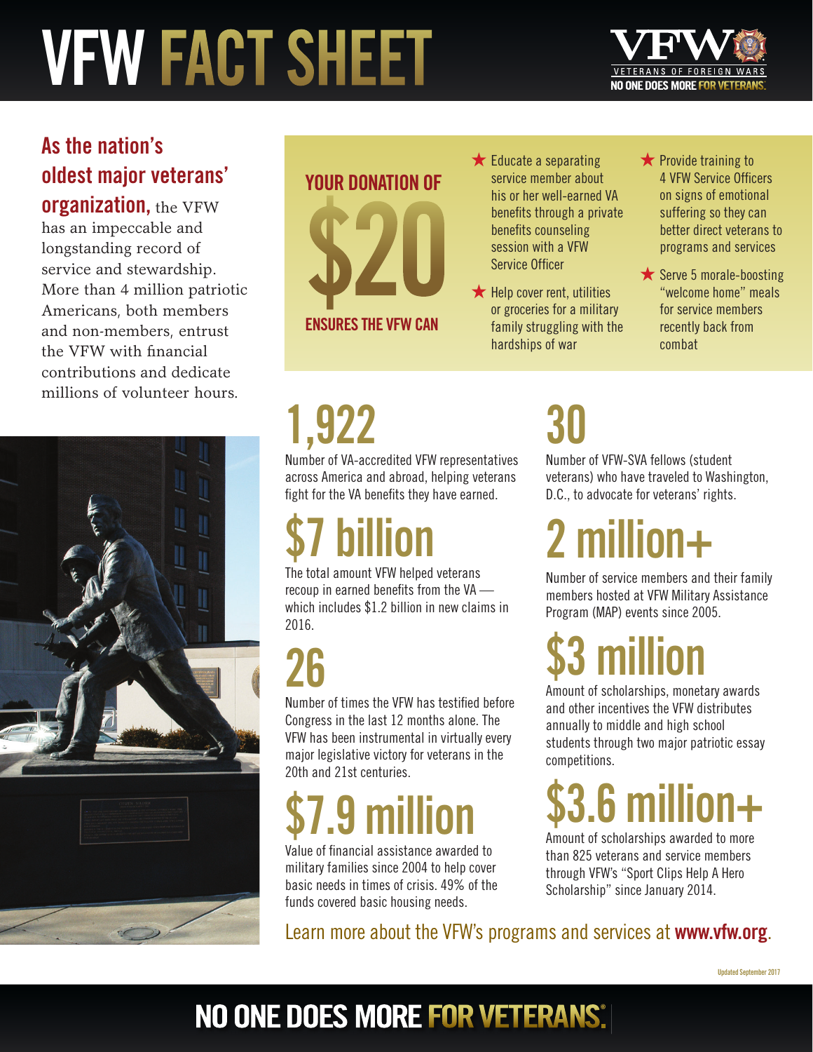# VFW FACT SHEET

**As the nation's oldest major veterans' organization,** the VFW has an impeccable and longstanding record of service and stewardship. More than 4 million patriotic Americans, both members and non-members, entrust the VFW with financial contributions and dedicate millions of volunteer hours.

## YOUR DONATION OF $20 ENSURES THE VFW CAN

- ★ Educate a separating service member about his or her well-earned VA benefits through a private benefits counseling session with a VFW Service Officer
- ★ Help cover rent, utilities or groceries for a military family struggling with the hardships of war
- ★ Provide training to 4 VFW Service Officers on signs of emotional suffering so they can better direct veterans to programs and services
- ★ Serve 5 morale-boosting "welcome home" meals for service members recently back from combat

## 1,922

Number of VA-accredited VFW representatives across America and abroad, helping veterans fight for the VA benefits they have earned.

## $7 billion

The total amount VFW helped veterans recoup in earned benefits from the VA — which includes $1.2 billion in new claims in 2016.

## 26

Number of times the VFW has testified before Congress in the last 12 months alone. The VFW has been instrumental in virtually every major legislative victory for veterans in the 20th and 21st centuries.

## $7.9 million

Value of financial assistance awarded to military families since 2004 to help cover basic needs in times of crisis. 49% of the funds covered basic housing needs.

## 30

Number of VFW-SVA fellows (student veterans) who have traveled to Washington, D.C., to advocate for veterans' rights.

## 2 million+

Number of service members and their family members hosted at VFW Military Assistance Program (MAP) events since 2005.

## $3 million

Amount of scholarships, monetary awards and other incentives the VFW distributes annually to middle and high school students through two major patriotic essay competitions.

## $3.6 million+

Amount of scholarships awarded to more than 825 veterans and service members through VFW's "Sport Clips Help A Hero Scholarship" since January 2014.

Learn more about the VFW's programs and services at **www.vfw.org**.

Updated September 2017

**NO ONE DOES MORE FOR VETERANS.**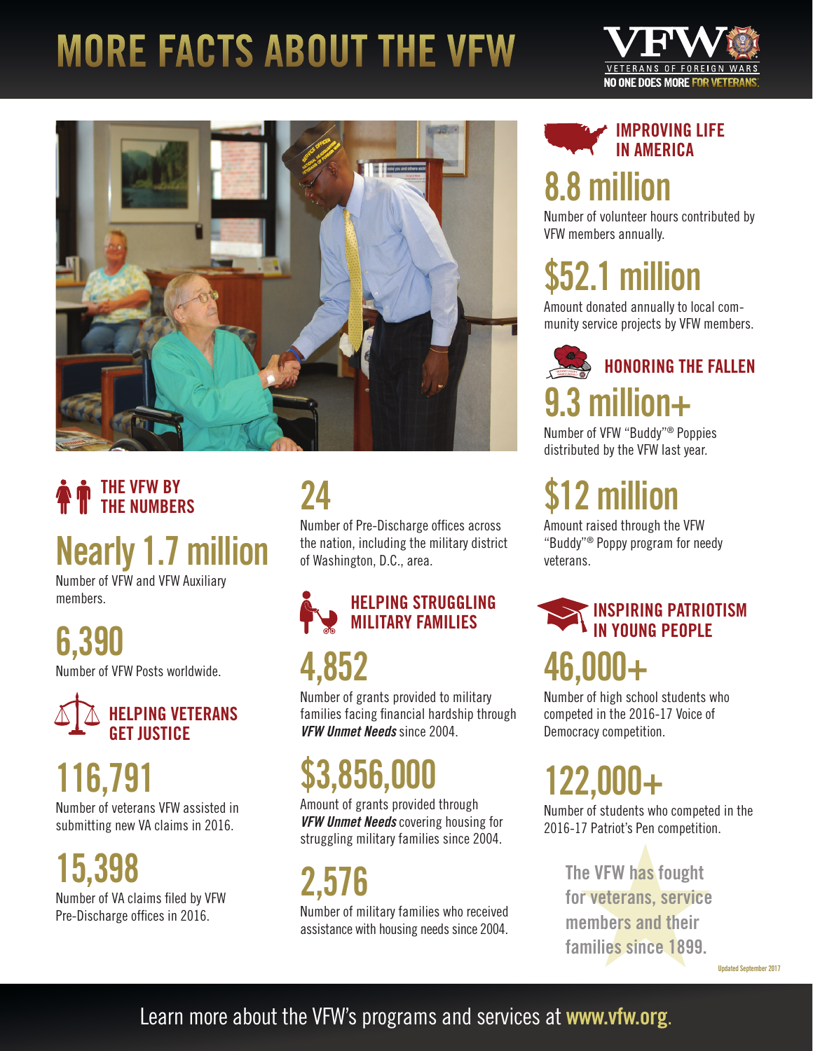# MORE FACTS ABOUT THE VFW

VFW
VETERANS OF FOREIGN WARS
NO ONE DOES MORE FOR VETERANS.

## THE VFW BY THE NUMBERS

**Nearly 1.7 million**
Number of VFW and VFW Auxiliary members.

**6,390**
Number of VFW Posts worldwide.

## HELPING VETERANS GET JUSTICE

**116,791**
Number of veterans VFW assisted in submitting new VA claims in 2016.

**15,398**
Number of VA claims filed by VFW Pre-Discharge offices in 2016.

**24**
Number of Pre-Discharge offices across the nation, including the military district of Washington, D.C., area.

## HELPING STRUGGLING MILITARY FAMILIES

**4,852**
Number of grants provided to military families facing financial hardship through ***VFW Unmet Needs*** since 2004.

**$3,856,000**
Amount of grants provided through ***VFW Unmet Needs*** covering housing for struggling military families since 2004.

**2,576**
Number of military families who received assistance with housing needs since 2004.

## IMPROVING LIFE IN AMERICA

**8.8 million**
Number of volunteer hours contributed by VFW members annually.

**$52.1 million**
Amount donated annually to local community service projects by VFW members.

## HONORING THE FALLEN

**9.3 million+**
Number of VFW "Buddy"® Poppies distributed by the VFW last year.

**$12 million**
Amount raised through the VFW "Buddy"® Poppy program for needy veterans.

## INSPIRING PATRIOTISM IN YOUNG PEOPLE

**46,000+**
Number of high school students who competed in the 2016-17 Voice of Democracy competition.

**122,000+**
Number of students who competed in the 2016-17 Patriot's Pen competition.

**The VFW has fought for veterans, service members and their families since 1899.**

Updated September 2017

Learn more about the VFW's programs and services at **www.vfw.org**.